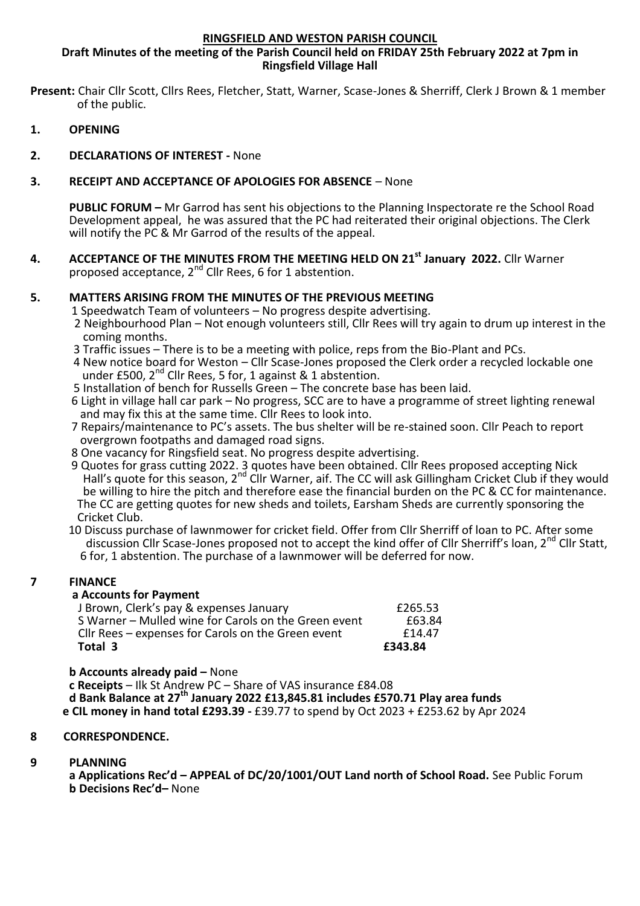**RINGSFIELD AND WESTON PARISH COUNCIL**

**Draft Minutes of the meeting of the Parish Council held on FRIDAY 25th February 2022 at 7pm in Ringsfield Village Hall**

**Present:** Chair Cllr Scott, Cllrs Rees, Fletcher, Statt, Warner, Scase-Jones & Sherriff, Clerk J Brown & 1 member of the public.

**1. OPENING**

**2. DECLARATIONS OF INTEREST -** None

**3. RECEIPT AND ACCEPTANCE OF APOLOGIES FOR ABSENCE** – None

**PUBLIC FORUM –** Mr Garrod has sent his objections to the Planning Inspectorate re the School Road Development appeal, he was assured that the PC had reiterated their original objections. The Clerk will notify the PC & Mr Garrod of the results of the appeal.

**4. ACCEPTANCE OF THE MINUTES FROM THE MEETING HELD ON 21st January 2022.** Cllr Warner proposed acceptance, 2nd Cllr Rees, 6 for 1 abstention.

**5. MATTERS ARISING FROM THE MINUTES OF THE PREVIOUS MEETING**

1 Speedwatch Team of volunteers – No progress despite advertising.
2 Neighbourhood Plan – Not enough volunteers still, Cllr Rees will try again to drum up interest in the coming months.
3 Traffic issues – There is to be a meeting with police, reps from the Bio-Plant and PCs.
4 New notice board for Weston – Cllr Scase-Jones proposed the Clerk order a recycled lockable one under £500, 2nd Cllr Rees, 5 for, 1 against & 1 abstention.
5 Installation of bench for Russells Green – The concrete base has been laid.
6 Light in village hall car park – No progress, SCC are to have a programme of street lighting renewal and may fix this at the same time. Cllr Rees to look into.
7 Repairs/maintenance to PC's assets. The bus shelter will be re-stained soon. Cllr Peach to report overgrown footpaths and damaged road signs.
8 One vacancy for Ringsfield seat. No progress despite advertising.
9 Quotes for grass cutting 2022. 3 quotes have been obtained. Cllr Rees proposed accepting Nick Hall's quote for this season, 2nd Cllr Warner, aif. The CC will ask Gillingham Cricket Club if they would be willing to hire the pitch and therefore ease the financial burden on the PC & CC for maintenance. The CC are getting quotes for new sheds and toilets, Earsham Sheds are currently sponsoring the Cricket Club.
10 Discuss purchase of lawnmower for cricket field. Offer from Cllr Sherriff of loan to PC. After some discussion Cllr Scase-Jones proposed not to accept the kind offer of Cllr Sherriff's loan, 2nd Cllr Statt, 6 for, 1 abstention. The purchase of a lawnmower will be deferred for now.

**7 FINANCE**

**a Accounts for Payment**

| | |
|---|---|
| J Brown, Clerk's pay & expenses January | £265.53 |
| S Warner – Mulled wine for Carols on the Green event | £63.84 |
| Cllr Rees – expenses for Carols on the Green event | £14.47 |
| **Total 3** | **£343.84** |

**b Accounts already paid –** None
**c Receipts** – Ilk St Andrew PC – Share of VAS insurance £84.08
**d Bank Balance at 27th January 2022 £13,845.81 includes £570.71 Play area funds**
**e CIL money in hand total £293.39 -** £39.77 to spend by Oct 2023 + £253.62 by Apr 2024

**8 CORRESPONDENCE.**

**9 PLANNING**

**a Applications Rec'd – APPEAL of DC/20/1001/OUT Land north of School Road.** See Public Forum
**b Decisions Rec'd–** None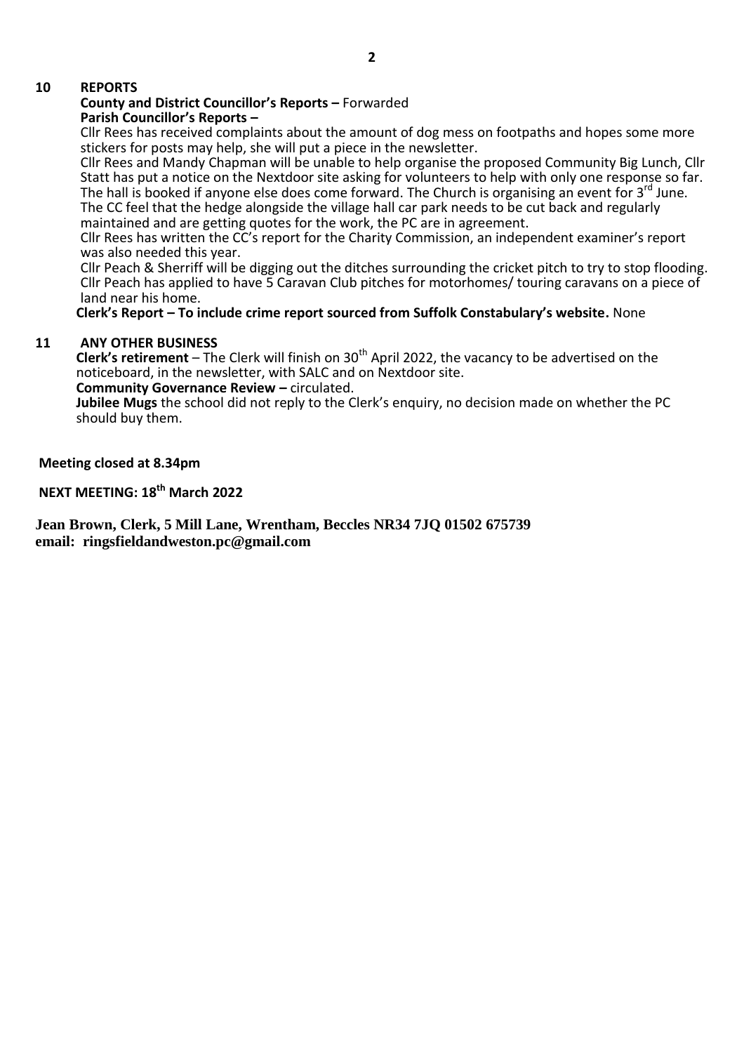**10 REPORTS**

**County and District Councillor's Reports –** Forwarded

**Parish Councillor's Reports –**

Cllr Rees has received complaints about the amount of dog mess on footpaths and hopes some more stickers for posts may help, she will put a piece in the newsletter.

Cllr Rees and Mandy Chapman will be unable to help organise the proposed Community Big Lunch, Cllr Statt has put a notice on the Nextdoor site asking for volunteers to help with only one response so far. The hall is booked if anyone else does come forward. The Church is organising an event for 3rd June.

The CC feel that the hedge alongside the village hall car park needs to be cut back and regularly maintained and are getting quotes for the work, the PC are in agreement.

Cllr Rees has written the CC's report for the Charity Commission, an independent examiner's report was also needed this year.

Cllr Peach & Sherriff will be digging out the ditches surrounding the cricket pitch to try to stop flooding.

Cllr Peach has applied to have 5 Caravan Club pitches for motorhomes/ touring caravans on a piece of land near his home.

**Clerk's Report – To include crime report sourced from Suffolk Constabulary's website.** None

**11 ANY OTHER BUSINESS**

**Clerk's retirement** – The Clerk will finish on 30th April 2022, the vacancy to be advertised on the noticeboard, in the newsletter, with SALC and on Nextdoor site.

**Community Governance Review –** circulated.

**Jubilee Mugs** the school did not reply to the Clerk's enquiry, no decision made on whether the PC should buy them.

**Meeting closed at 8.34pm**

**NEXT MEETING: 18th March 2022**

**Jean Brown, Clerk, 5 Mill Lane, Wrentham, Beccles NR34 7JQ 01502 675739**
**email: ringsfieldandweston.pc@gmail.com**